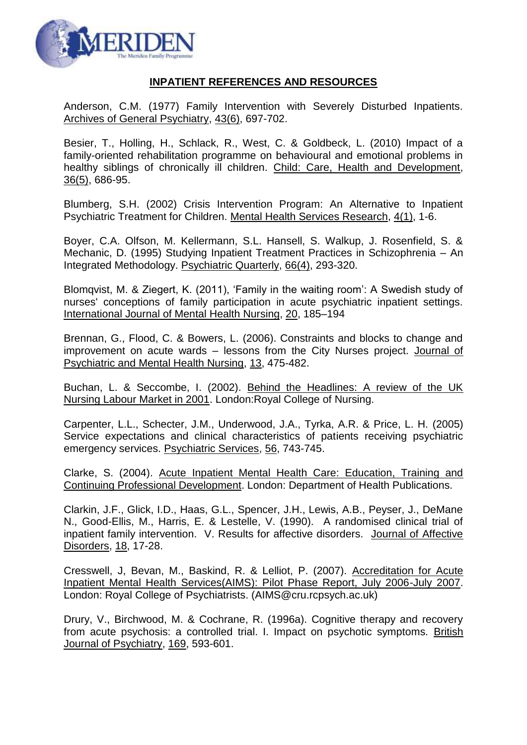## INPATIENT REFERENCES AND RESOURCES

Anderson, C.M. (1977) Family Intervention with Severely Disturbed Inpatients. Archives of General Psychiatry, 43(6), 697-702.

Besier, T., Holling, H., Schlack, R., West, C. & Goldbeck, L. (2010) Impact of a family-oriented rehabilitation programme on behavioural and emotional problems in healthy siblings of chronically ill children. Child: Care, Health and Development, 36(5), 686-95.

Blumberg, S.H. (2002) Crisis Intervention Program: An Alternative to Inpatient Psychiatric Treatment for Children. Mental Health Services Research, 4(1), 1-6.

Boyer, C.A. Olfson, M. Kellermann, S.L. Hansell, S. Walkup, J. Rosenfield, S. & Mechanic, D. (1995) Studying Inpatient Treatment Practices in Schizophrenia – An Integrated Methodology. Psychiatric Quarterly, 66(4), 293-320.

Blomqvist, M. & Ziegert, K. (2011), 'Family in the waiting room': A Swedish study of nurses' conceptions of family participation in acute psychiatric inpatient settings. International Journal of Mental Health Nursing, 20, 185–194

Brennan, G., Flood, C. & Bowers, L. (2006). Constraints and blocks to change and improvement on acute wards – lessons from the City Nurses project. Journal of Psychiatric and Mental Health Nursing, 13, 475-482.

Buchan, L. & Seccombe, I. (2002). Behind the Headlines: A review of the UK Nursing Labour Market in 2001. London:Royal College of Nursing.

Carpenter, L.L., Schecter, J.M., Underwood, J.A., Tyrka, A.R. & Price, L. H. (2005) Service expectations and clinical characteristics of patients receiving psychiatric emergency services. Psychiatric Services, 56, 743-745.

Clarke, S. (2004). Acute Inpatient Mental Health Care: Education, Training and Continuing Professional Development. London: Department of Health Publications.

Clarkin, J.F., Glick, I.D., Haas, G.L., Spencer, J.H., Lewis, A.B., Peyser, J., DeMane N., Good-Ellis, M., Harris, E. & Lestelle, V. (1990). A randomised clinical trial of inpatient family intervention. V. Results for affective disorders. Journal of Affective Disorders, 18, 17-28.

Cresswell, J, Bevan, M., Baskind, R. & Lelliot, P. (2007). Accreditation for Acute Inpatient Mental Health Services(AIMS): Pilot Phase Report, July 2006-July 2007. London: Royal College of Psychiatrists. (AIMS@cru.rcpsych.ac.uk)

Drury, V., Birchwood, M. & Cochrane, R. (1996a). Cognitive therapy and recovery from acute psychosis: a controlled trial. I. Impact on psychotic symptoms. British Journal of Psychiatry, 169, 593-601.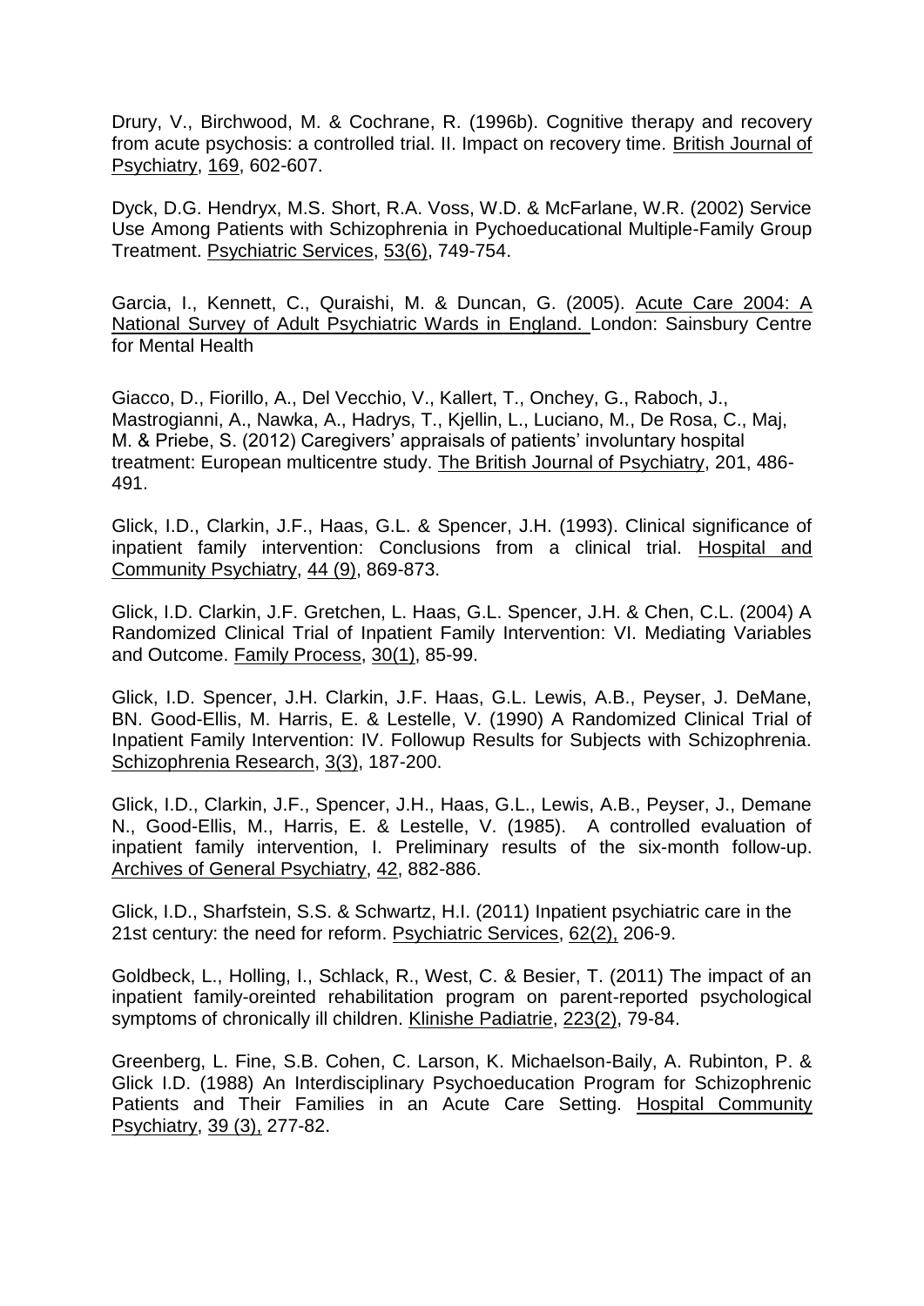Drury, V., Birchwood, M. & Cochrane, R. (1996b). Cognitive therapy and recovery from acute psychosis: a controlled trial. II. Impact on recovery time. British Journal of Psychiatry, 169, 602-607.

Dyck, D.G. Hendryx, M.S. Short, R.A. Voss, W.D. & McFarlane, W.R. (2002) Service Use Among Patients with Schizophrenia in Pychoeducational Multiple-Family Group Treatment. Psychiatric Services, 53(6), 749-754.

Garcia, I., Kennett, C., Quraishi, M. & Duncan, G. (2005). Acute Care 2004: A National Survey of Adult Psychiatric Wards in England. London: Sainsbury Centre for Mental Health

Giacco, D., Fiorillo, A., Del Vecchio, V., Kallert, T., Onchey, G., Raboch, J., Mastrogianni, A., Nawka, A., Hadrys, T., Kjellin, L., Luciano, M., De Rosa, C., Maj, M. & Priebe, S. (2012) Caregivers' appraisals of patients' involuntary hospital treatment: European multicentre study. The British Journal of Psychiatry, 201, 486-491.

Glick, I.D., Clarkin, J.F., Haas, G.L. & Spencer, J.H. (1993). Clinical significance of inpatient family intervention: Conclusions from a clinical trial. Hospital and Community Psychiatry, 44 (9), 869-873.

Glick, I.D. Clarkin, J.F. Gretchen, L. Haas, G.L. Spencer, J.H. & Chen, C.L. (2004) A Randomized Clinical Trial of Inpatient Family Intervention: VI. Mediating Variables and Outcome. Family Process, 30(1), 85-99.

Glick, I.D. Spencer, J.H. Clarkin, J.F. Haas, G.L. Lewis, A.B., Peyser, J. DeMane, BN. Good-Ellis, M. Harris, E. & Lestelle, V. (1990) A Randomized Clinical Trial of Inpatient Family Intervention: IV. Followup Results for Subjects with Schizophrenia. Schizophrenia Research, 3(3), 187-200.

Glick, I.D., Clarkin, J.F., Spencer, J.H., Haas, G.L., Lewis, A.B., Peyser, J., Demane N., Good-Ellis, M., Harris, E. & Lestelle, V. (1985). A controlled evaluation of inpatient family intervention, I. Preliminary results of the six-month follow-up. Archives of General Psychiatry, 42, 882-886.

Glick, I.D., Sharfstein, S.S. & Schwartz, H.I. (2011) Inpatient psychiatric care in the 21st century: the need for reform. Psychiatric Services, 62(2), 206-9.

Goldbeck, L., Holling, I., Schlack, R., West, C. & Besier, T. (2011) The impact of an inpatient family-oreinted rehabilitation program on parent-reported psychological symptoms of chronically ill children. Klinishe Padiatrie, 223(2), 79-84.

Greenberg, L. Fine, S.B. Cohen, C. Larson, K. Michaelson-Baily, A. Rubinton, P. & Glick I.D. (1988) An Interdisciplinary Psychoeducation Program for Schizophrenic Patients and Their Families in an Acute Care Setting. Hospital Community Psychiatry, 39 (3), 277-82.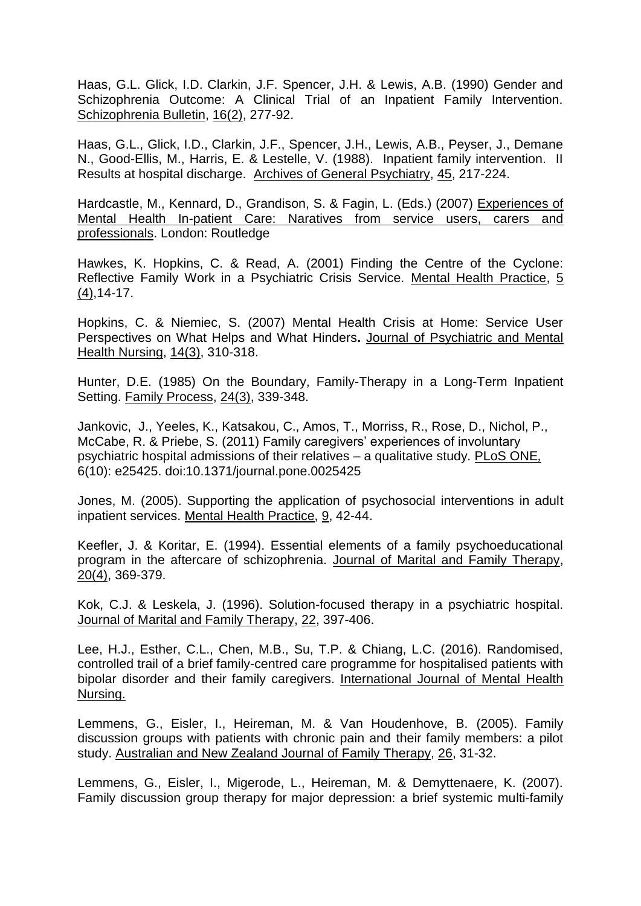Haas, G.L. Glick, I.D. Clarkin, J.F. Spencer, J.H. & Lewis, A.B. (1990) Gender and Schizophrenia Outcome: A Clinical Trial of an Inpatient Family Intervention. Schizophrenia Bulletin, 16(2), 277-92.

Haas, G.L., Glick, I.D., Clarkin, J.F., Spencer, J.H., Lewis, A.B., Peyser, J., Demane N., Good-Ellis, M., Harris, E. & Lestelle, V. (1988). Inpatient family intervention. II Results at hospital discharge. Archives of General Psychiatry, 45, 217-224.

Hardcastle, M., Kennard, D., Grandison, S. & Fagin, L. (Eds.) (2007) Experiences of Mental Health In-patient Care: Naratives from service users, carers and professionals. London: Routledge

Hawkes, K. Hopkins, C. & Read, A. (2001) Finding the Centre of the Cyclone: Reflective Family Work in a Psychiatric Crisis Service. Mental Health Practice, 5 (4),14-17.

Hopkins, C. & Niemiec, S. (2007) Mental Health Crisis at Home: Service User Perspectives on What Helps and What Hinders**.** Journal of Psychiatric and Mental Health Nursing, 14(3), 310-318.

Hunter, D.E. (1985) On the Boundary, Family-Therapy in a Long-Term Inpatient Setting. Family Process, 24(3), 339-348.

Jankovic, J., Yeeles, K., Katsakou, C., Amos, T., Morriss, R., Rose, D., Nichol, P., McCabe, R. & Priebe, S. (2011) Family caregivers' experiences of involuntary psychiatric hospital admissions of their relatives – a qualitative study. PLoS ONE, 6(10): e25425. doi:10.1371/journal.pone.0025425

Jones, M. (2005). Supporting the application of psychosocial interventions in adult inpatient services. Mental Health Practice, 9, 42-44.

Keefler, J. & Koritar, E. (1994). Essential elements of a family psychoeducational program in the aftercare of schizophrenia. Journal of Marital and Family Therapy, 20(4), 369-379.

Kok, C.J. & Leskela, J. (1996). Solution-focused therapy in a psychiatric hospital. Journal of Marital and Family Therapy, 22, 397-406.

Lee, H.J., Esther, C.L., Chen, M.B., Su, T.P. & Chiang, L.C. (2016). Randomised, controlled trail of a brief family-centred care programme for hospitalised patients with bipolar disorder and their family caregivers. International Journal of Mental Health Nursing.

Lemmens, G., Eisler, I., Heireman, M. & Van Houdenhove, B. (2005). Family discussion groups with patients with chronic pain and their family members: a pilot study. Australian and New Zealand Journal of Family Therapy, 26, 31-32.

Lemmens, G., Eisler, I., Migerode, L., Heireman, M. & Demyttenaere, K. (2007). Family discussion group therapy for major depression: a brief systemic multi-family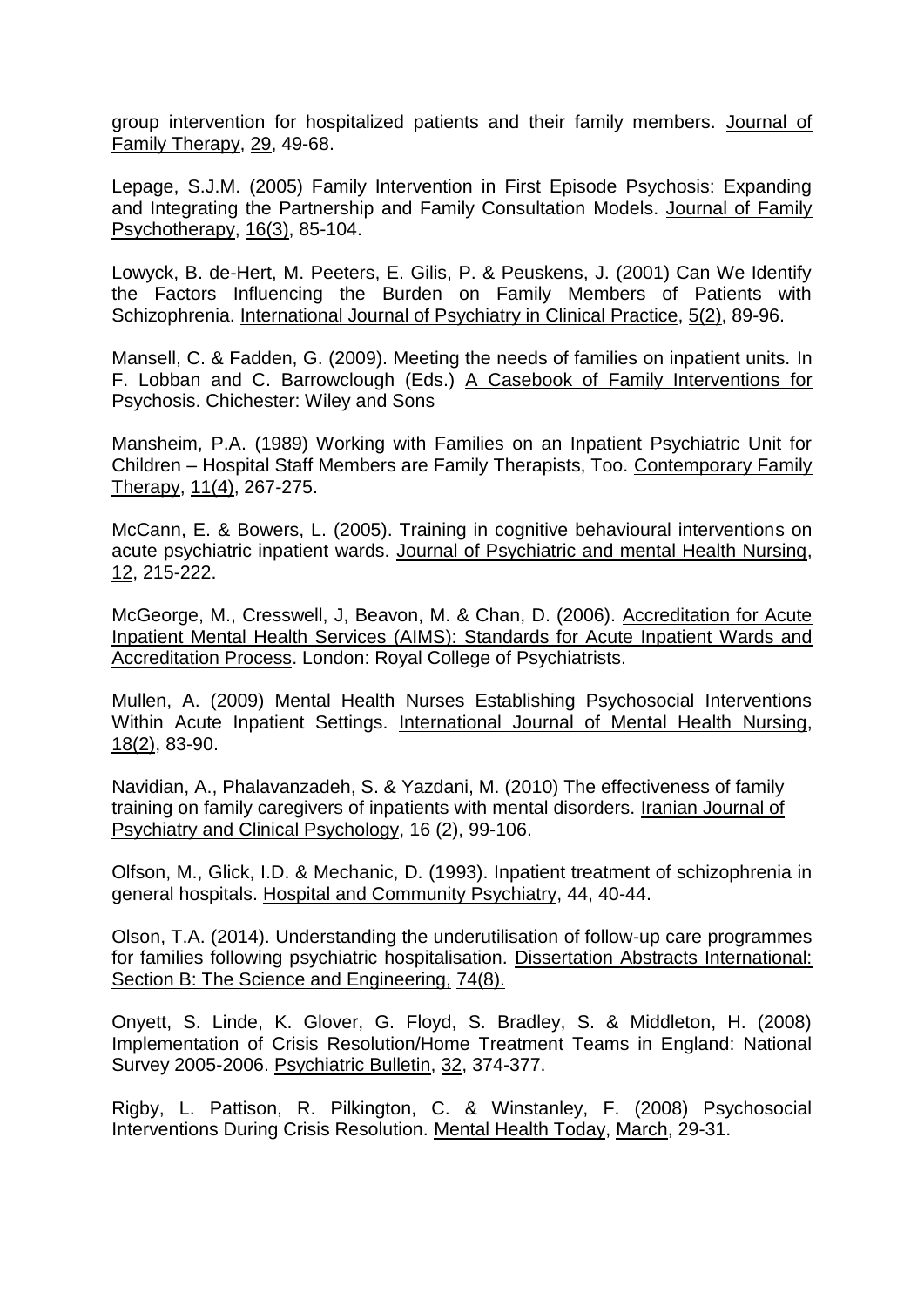group intervention for hospitalized patients and their family members. Journal of Family Therapy, 29, 49-68.

Lepage, S.J.M. (2005) Family Intervention in First Episode Psychosis: Expanding and Integrating the Partnership and Family Consultation Models. Journal of Family Psychotherapy, 16(3), 85-104.

Lowyck, B. de-Hert, M. Peeters, E. Gilis, P. & Peuskens, J. (2001) Can We Identify the Factors Influencing the Burden on Family Members of Patients with Schizophrenia. International Journal of Psychiatry in Clinical Practice, 5(2), 89-96.

Mansell, C. & Fadden, G. (2009). Meeting the needs of families on inpatient units. In F. Lobban and C. Barrowclough (Eds.) A Casebook of Family Interventions for Psychosis. Chichester: Wiley and Sons

Mansheim, P.A. (1989) Working with Families on an Inpatient Psychiatric Unit for Children – Hospital Staff Members are Family Therapists, Too. Contemporary Family Therapy, 11(4), 267-275.

McCann, E. & Bowers, L. (2005). Training in cognitive behavioural interventions on acute psychiatric inpatient wards. Journal of Psychiatric and mental Health Nursing, 12, 215-222.

McGeorge, M., Cresswell, J, Beavon, M. & Chan, D. (2006). Accreditation for Acute Inpatient Mental Health Services (AIMS): Standards for Acute Inpatient Wards and Accreditation Process. London: Royal College of Psychiatrists.

Mullen, A. (2009) Mental Health Nurses Establishing Psychosocial Interventions Within Acute Inpatient Settings. International Journal of Mental Health Nursing, 18(2), 83-90.

Navidian, A., Phalavanzadeh, S. & Yazdani, M. (2010) The effectiveness of family training on family caregivers of inpatients with mental disorders. Iranian Journal of Psychiatry and Clinical Psychology, 16 (2), 99-106.

Olfson, M., Glick, I.D. & Mechanic, D. (1993). Inpatient treatment of schizophrenia in general hospitals. Hospital and Community Psychiatry, 44, 40-44.

Olson, T.A. (2014). Understanding the underutilisation of follow-up care programmes for families following psychiatric hospitalisation. Dissertation Abstracts International: Section B: The Science and Engineering, 74(8).

Onyett, S. Linde, K. Glover, G. Floyd, S. Bradley, S. & Middleton, H. (2008) Implementation of Crisis Resolution/Home Treatment Teams in England: National Survey 2005-2006. Psychiatric Bulletin, 32, 374-377.

Rigby, L. Pattison, R. Pilkington, C. & Winstanley, F. (2008) Psychosocial Interventions During Crisis Resolution. Mental Health Today, March, 29-31.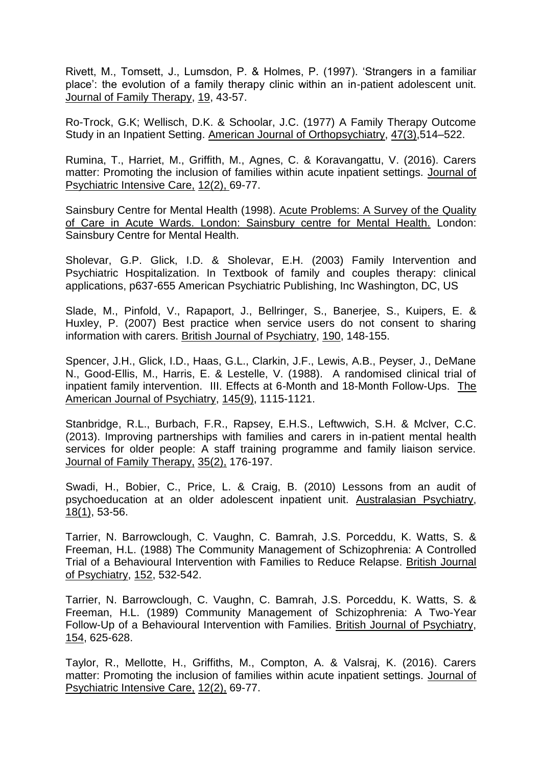Rivett, M., Tomsett, J., Lumsdon, P. & Holmes, P. (1997). 'Strangers in a familiar place': the evolution of a family therapy clinic within an in-patient adolescent unit. Journal of Family Therapy, 19, 43-57.

Ro-Trock, G.K; Wellisch, D.K. & Schoolar, J.C. (1977) A Family Therapy Outcome Study in an Inpatient Setting. American Journal of Orthopsychiatry, 47(3),514–522.

Rumina, T., Harriet, M., Griffith, M., Agnes, C. & Koravangattu, V. (2016). Carers matter: Promoting the inclusion of families within acute inpatient settings. Journal of Psychiatric Intensive Care, 12(2), 69-77.

Sainsbury Centre for Mental Health (1998). Acute Problems: A Survey of the Quality of Care in Acute Wards. London: Sainsbury centre for Mental Health. London: Sainsbury Centre for Mental Health.

Sholevar, G.P. Glick, I.D. & Sholevar, E.H. (2003) Family Intervention and Psychiatric Hospitalization. In Textbook of family and couples therapy: clinical applications, p637-655 American Psychiatric Publishing, Inc Washington, DC, US

Slade, M., Pinfold, V., Rapaport, J., Bellringer, S., Banerjee, S., Kuipers, E. & Huxley, P. (2007) Best practice when service users do not consent to sharing information with carers. British Journal of Psychiatry, 190, 148-155.

Spencer, J.H., Glick, I.D., Haas, G.L., Clarkin, J.F., Lewis, A.B., Peyser, J., DeMane N., Good-Ellis, M., Harris, E. & Lestelle, V. (1988). A randomised clinical trial of inpatient family intervention. III. Effects at 6-Month and 18-Month Follow-Ups. The American Journal of Psychiatry, 145(9), 1115-1121.

Stanbridge, R.L., Burbach, F.R., Rapsey, E.H.S., Leftwwich, S.H. & Mclver, C.C. (2013). Improving partnerships with families and carers in in-patient mental health services for older people: A staff training programme and family liaison service. Journal of Family Therapy, 35(2), 176-197.

Swadi, H., Bobier, C., Price, L. & Craig, B. (2010) Lessons from an audit of psychoeducation at an older adolescent inpatient unit. Australasian Psychiatry, 18(1), 53-56.

Tarrier, N. Barrowclough, C. Vaughn, C. Bamrah, J.S. Porceddu, K. Watts, S. & Freeman, H.L. (1988) The Community Management of Schizophrenia: A Controlled Trial of a Behavioural Intervention with Families to Reduce Relapse. British Journal of Psychiatry, 152, 532-542.

Tarrier, N. Barrowclough, C. Vaughn, C. Bamrah, J.S. Porceddu, K. Watts, S. & Freeman, H.L. (1989) Community Management of Schizophrenia: A Two-Year Follow-Up of a Behavioural Intervention with Families. British Journal of Psychiatry, 154, 625-628.

Taylor, R., Mellotte, H., Griffiths, M., Compton, A. & Valsraj, K. (2016). Carers matter: Promoting the inclusion of families within acute inpatient settings. Journal of Psychiatric Intensive Care, 12(2), 69-77.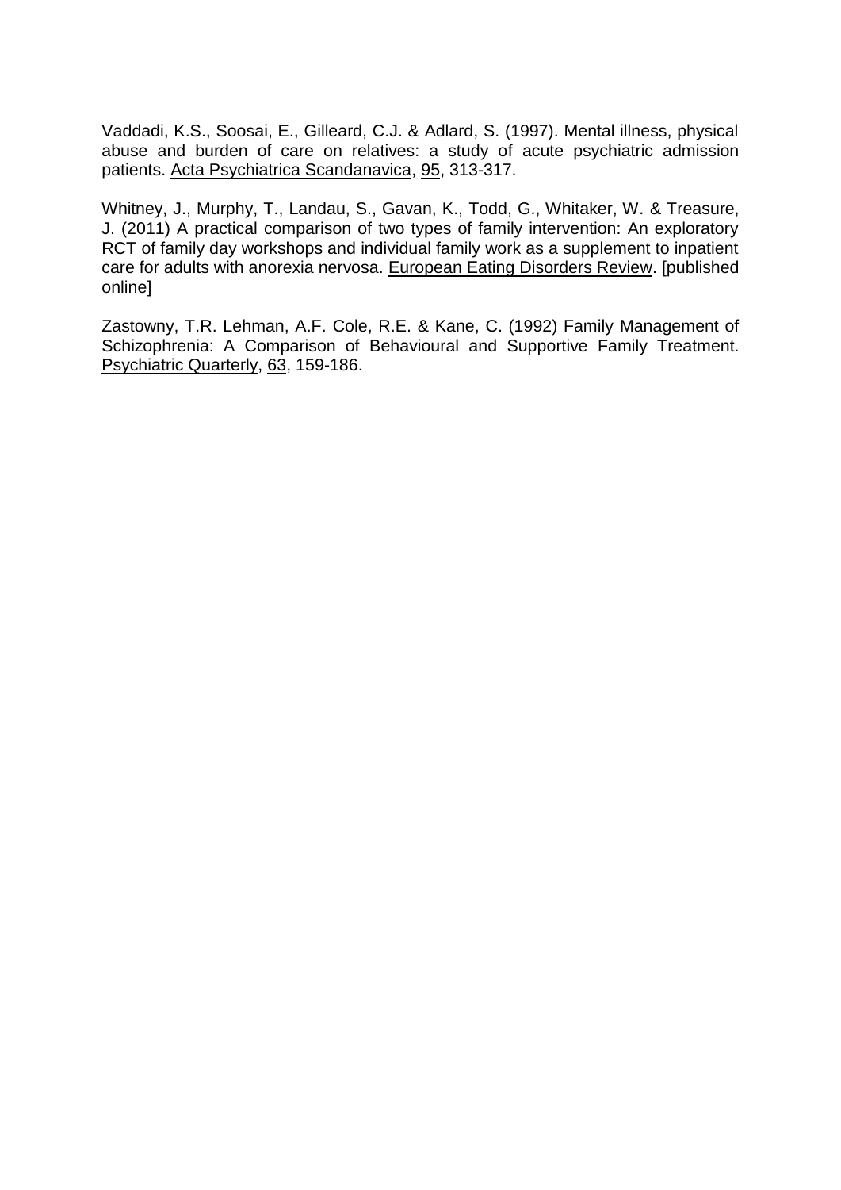Vaddadi, K.S., Soosai, E., Gilleard, C.J. & Adlard, S. (1997). Mental illness, physical abuse and burden of care on relatives: a study of acute psychiatric admission patients. Acta Psychiatrica Scandanavica, 95, 313-317.

Whitney, J., Murphy, T., Landau, S., Gavan, K., Todd, G., Whitaker, W. & Treasure, J. (2011) A practical comparison of two types of family intervention: An exploratory RCT of family day workshops and individual family work as a supplement to inpatient care for adults with anorexia nervosa. European Eating Disorders Review. [published online]

Zastowny, T.R. Lehman, A.F. Cole, R.E. & Kane, C. (1992) Family Management of Schizophrenia: A Comparison of Behavioural and Supportive Family Treatment. Psychiatric Quarterly, 63, 159-186.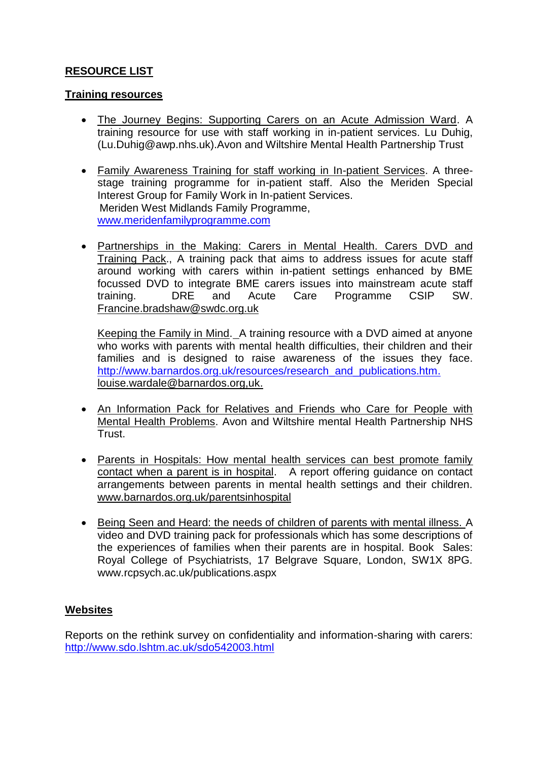**RESOURCE LIST**

**Training resources**

- The Journey Begins: Supporting Carers on an Acute Admission Ward. A training resource for use with staff working in in-patient services. Lu Duhig, (Lu.Duhig@awp.nhs.uk).Avon and Wiltshire Mental Health Partnership Trust

- Family Awareness Training for staff working in In-patient Services. A three-stage training programme for in-patient staff. Also the Meriden Special Interest Group for Family Work in In-patient Services.
  Meriden West Midlands Family Programme,
  www.meridenfamilyprogramme.com

- Partnerships in the Making: Carers in Mental Health. Carers DVD and Training Pack., A training pack that aims to address issues for acute staff around working with carers within in-patient settings enhanced by BME focussed DVD to integrate BME carers issues into mainstream acute staff training. DRE and Acute Care Programme CSIP SW. Francine.bradshaw@swdc.org.uk

  Keeping the Family in Mind. A training resource with a DVD aimed at anyone who works with parents with mental health difficulties, their children and their families and is designed to raise awareness of the issues they face. http://www.barnardos.org.uk/resources/research_and_publications.htm. louise.wardale@barnardos.org,uk.

- An Information Pack for Relatives and Friends who Care for People with Mental Health Problems. Avon and Wiltshire mental Health Partnership NHS Trust.

- Parents in Hospitals: How mental health services can best promote family contact when a parent is in hospital. A report offering guidance on contact arrangements between parents in mental health settings and their children. www.barnardos.org.uk/parentsinhospital

- Being Seen and Heard: the needs of children of parents with mental illness. A video and DVD training pack for professionals which has some descriptions of the experiences of families when their parents are in hospital. Book Sales: Royal College of Psychiatrists, 17 Belgrave Square, London, SW1X 8PG. www.rcpsych.ac.uk/publications.aspx

**Websites**

Reports on the rethink survey on confidentiality and information-sharing with carers: http://www.sdo.lshtm.ac.uk/sdo542003.html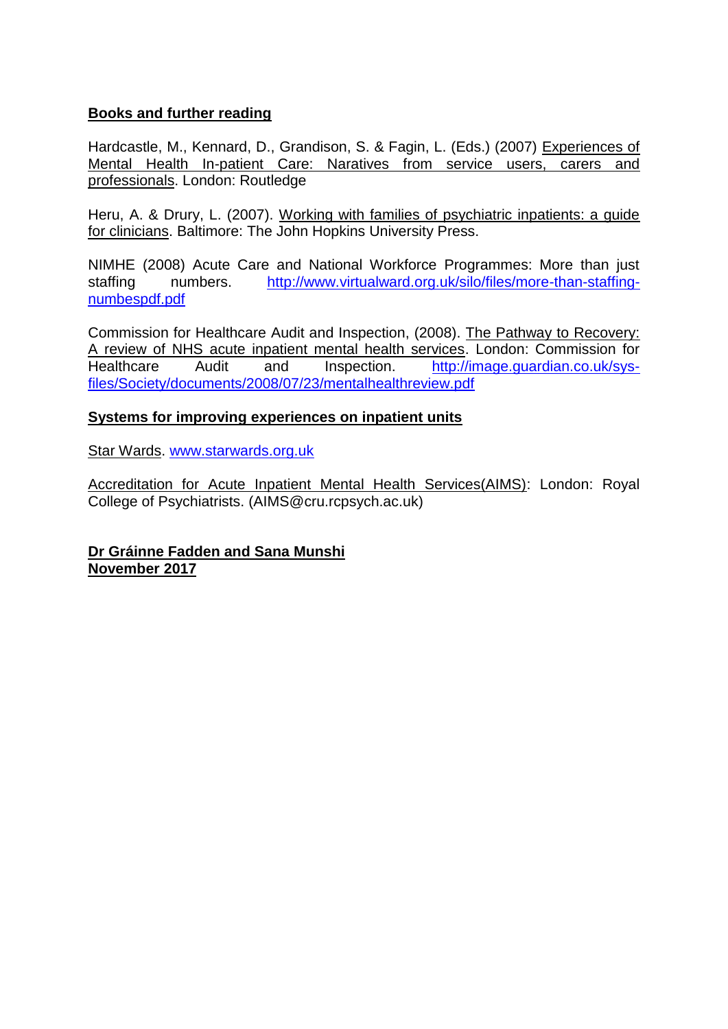**Books and further reading**

Hardcastle, M., Kennard, D., Grandison, S. & Fagin, L. (Eds.) (2007) Experiences of Mental Health In-patient Care: Naratives from service users, carers and professionals. London: Routledge

Heru, A. & Drury, L. (2007). Working with families of psychiatric inpatients: a guide for clinicians. Baltimore: The John Hopkins University Press.

NIMHE (2008) Acute Care and National Workforce Programmes: More than just staffing numbers. http://www.virtualward.org.uk/silo/files/more-than-staffing-numbespdf.pdf

Commission for Healthcare Audit and Inspection, (2008). The Pathway to Recovery: A review of NHS acute inpatient mental health services. London: Commission for Healthcare Audit and Inspection. http://image.guardian.co.uk/sys-files/Society/documents/2008/07/23/mentalhealthreview.pdf

**Systems for improving experiences on inpatient units**

Star Wards. www.starwards.org.uk

Accreditation for Acute Inpatient Mental Health Services(AIMS): London: Royal College of Psychiatrists. (AIMS@cru.rcpsych.ac.uk)

**Dr Gráinne Fadden and Sana Munshi**
**November 2017**